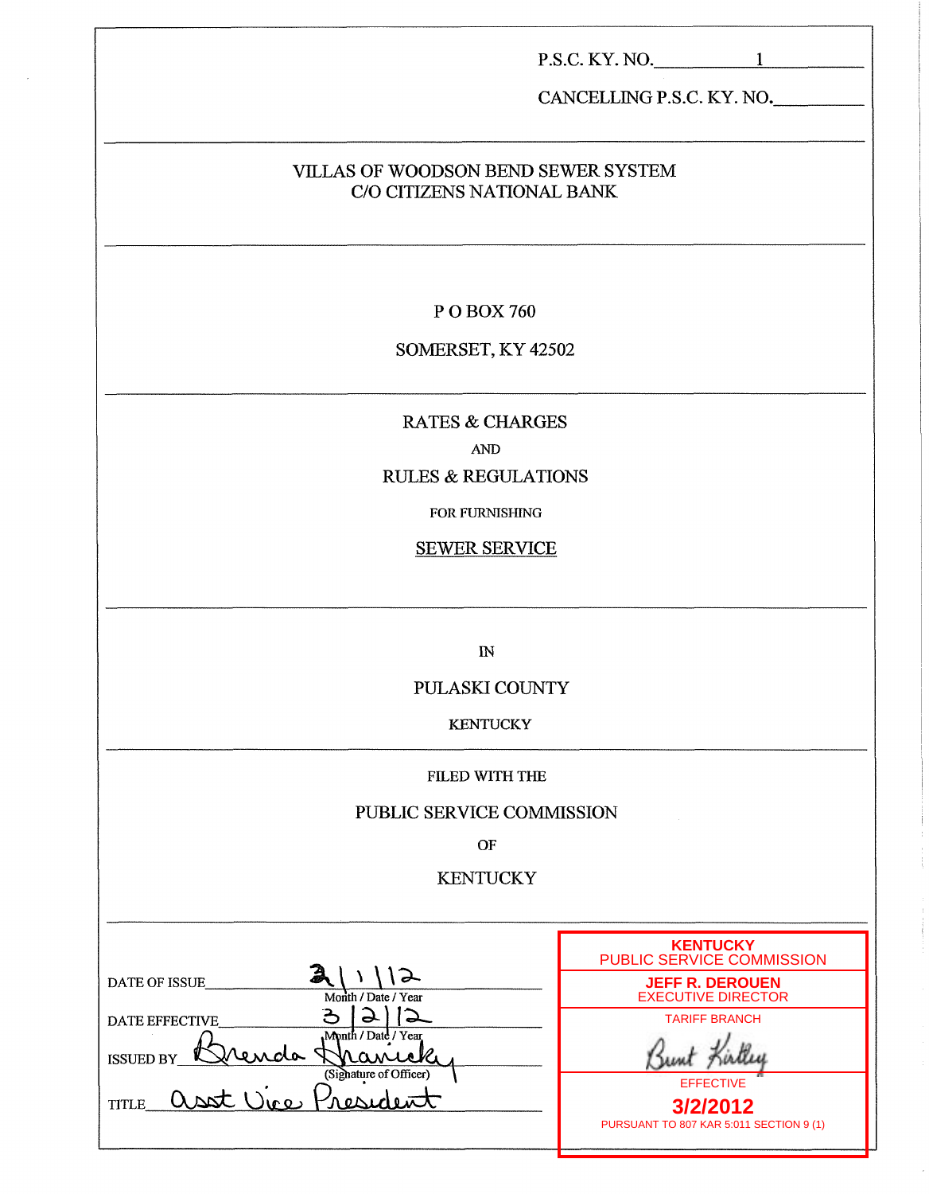P.S.C. KY. NO. 1

CANCELLING P.S.C. KY. NO.

---

VILLAS OF WOODSON BEND SEWER SYSTEM
C/O CITIZENS NATIONAL BANK

---

P O BOX 760

SOMERSET, KY 42502

---

RATES & CHARGES

AND

RULES & REGULATIONS

FOR FURNISHING

SEWER SERVICE

---

IN

PULASKI COUNTY

KENTUCKY

---

FILED WITH THE

PUBLIC SERVICE COMMISSION

OF

KENTUCKY

---

DATE OF ISSUE 2/1/12
Month / Date / Year

DATE EFFECTIVE 3/2/12
Month / Date / Year

ISSUED BY Brenda Hranicky
(Signature of Officer)

TITLE Asst Vice President

KENTUCKY
PUBLIC SERVICE COMMISSION

JEFF R. DEROUEN
EXECUTIVE DIRECTOR

TARIFF BRANCH

Bunt Kirtley

EFFECTIVE

3/2/2012

PURSUANT TO 807 KAR 5:011 SECTION 9 (1)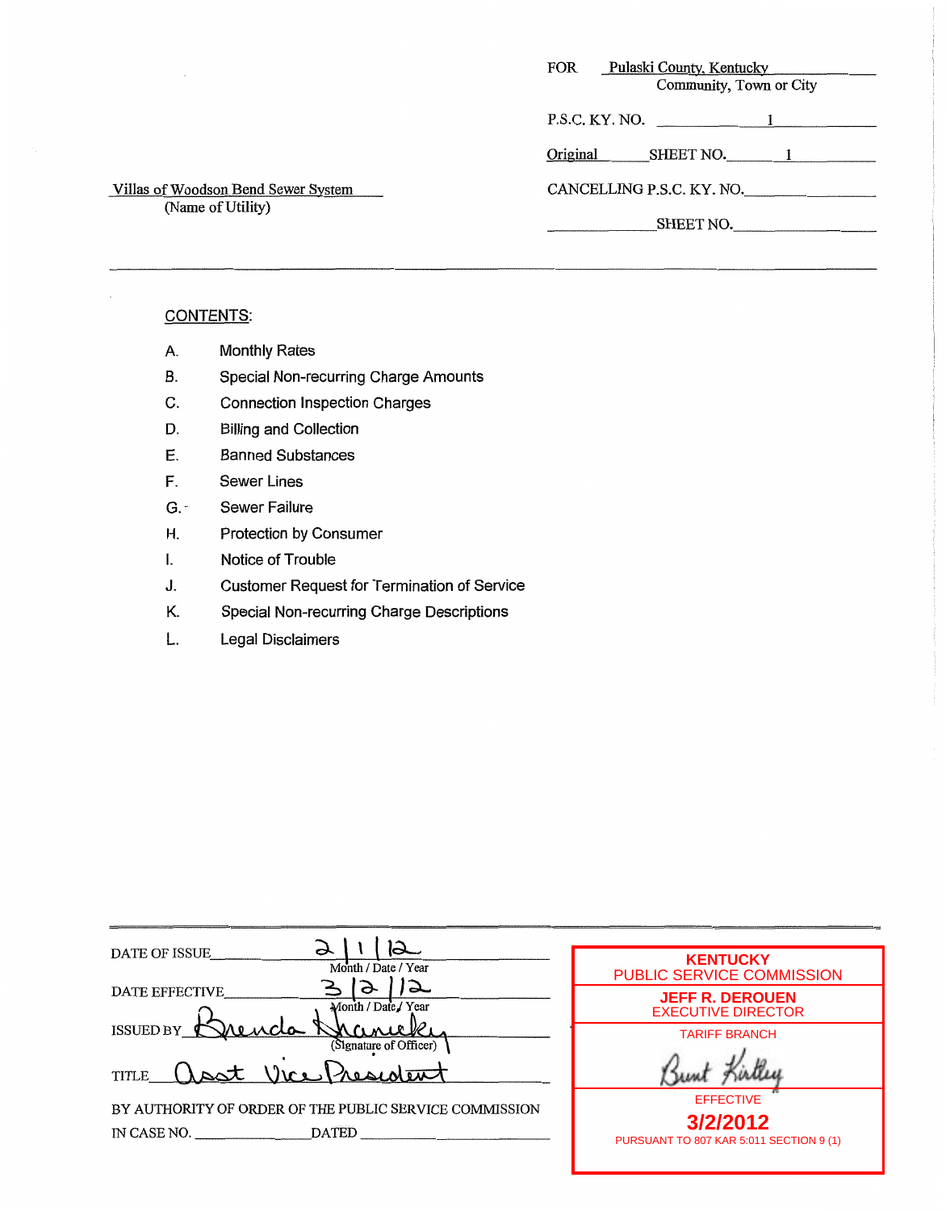FOR Pulaski County, Kentucky
Community, Town or City

P.S.C. KY. NO. 1

Original SHEET NO. 1

CANCELLING P.S.C. KY. NO.

SHEET NO.

Villas of Woodson Bend Sewer System
(Name of Utility)

---

CONTENTS:

A. Monthly Rates
B. Special Non-recurring Charge Amounts
C. Connection Inspection Charges
D. Billing and Collection
E. Banned Substances
F. Sewer Lines
G. Sewer Failure
H. Protection by Consumer
I. Notice of Trouble
J. Customer Request for Termination of Service
K. Special Non-recurring Charge Descriptions
L. Legal Disclaimers

---

DATE OF ISSUE 2/1/12
Month / Date / Year

DATE EFFECTIVE 3/2/12
Month / Date / Year

ISSUED BY Brenda Khanicky
(Signature of Officer)

TITLE Asst Vice President

BY AUTHORITY OF ORDER OF THE PUBLIC SERVICE COMMISSION
IN CASE NO. ______ DATED ______

KENTUCKY
PUBLIC SERVICE COMMISSION
JEFF R. DEROUEN
EXECUTIVE DIRECTOR
TARIFF BRANCH
Brent Kirtley
EFFECTIVE
3/2/2012
PURSUANT TO 807 KAR 5:011 SECTION 9 (1)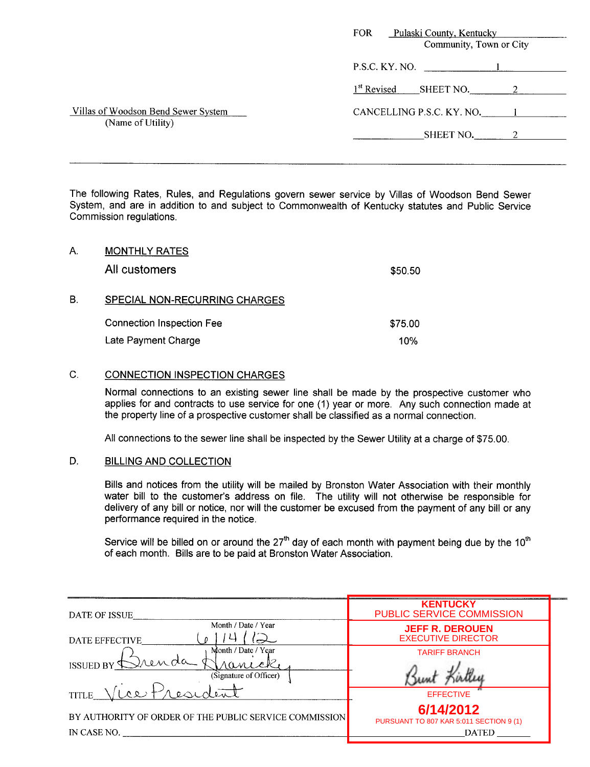FOR Pulaski County, Kentucky
Community, Town or City

P.S.C. KY. NO. 1

1st Revised SHEET NO. 2

Villas of Woodson Bend Sewer System
(Name of Utility)

CANCELLING P.S.C. KY. NO. 1

SHEET NO. 2

---

The following Rates, Rules, and Regulations govern sewer service by Villas of Woodson Bend Sewer System, and are in addition to and subject to Commonwealth of Kentucky statutes and Public Service Commission regulations.

A. MONTHLY RATES

| | |
|---|---|
| All customers | $50.50 |

B. SPECIAL NON-RECURRING CHARGES

| | |
|---|---|
| Connection Inspection Fee | $75.00 |
| Late Payment Charge | 10% |

C. CONNECTION INSPECTION CHARGES

Normal connections to an existing sewer line shall be made by the prospective customer who applies for and contracts to use service for one (1) year or more. Any such connection made at the property line of a prospective customer shall be classified as a normal connection.

All connections to the sewer line shall be inspected by the Sewer Utility at a charge of $75.00.

D. BILLING AND COLLECTION

Bills and notices from the utility will be mailed by Bronston Water Association with their monthly water bill to the customer's address on file. The utility will not otherwise be responsible for delivery of any bill or notice, nor will the customer be excused from the payment of any bill or any performance required in the notice.

Service will be billed on or around the 27th day of each month with payment being due by the 10th of each month. Bills are to be paid at Bronston Water Association.

---

DATE OF ISSUE
Month / Date / Year

DATE EFFECTIVE 6/14/12
Month / Date / Year

ISSUED BY Brenda Kranicky
(Signature of Officer)

TITLE Vice President

BY AUTHORITY OF ORDER OF THE PUBLIC SERVICE COMMISSION
IN CASE NO. DATED

KENTUCKY
PUBLIC SERVICE COMMISSION

JEFF R. DEROUEN
EXECUTIVE DIRECTOR

TARIFF BRANCH

Bunt Kirtley

EFFECTIVE

6/14/2012

PURSUANT TO 807 KAR 5:011 SECTION 9 (1)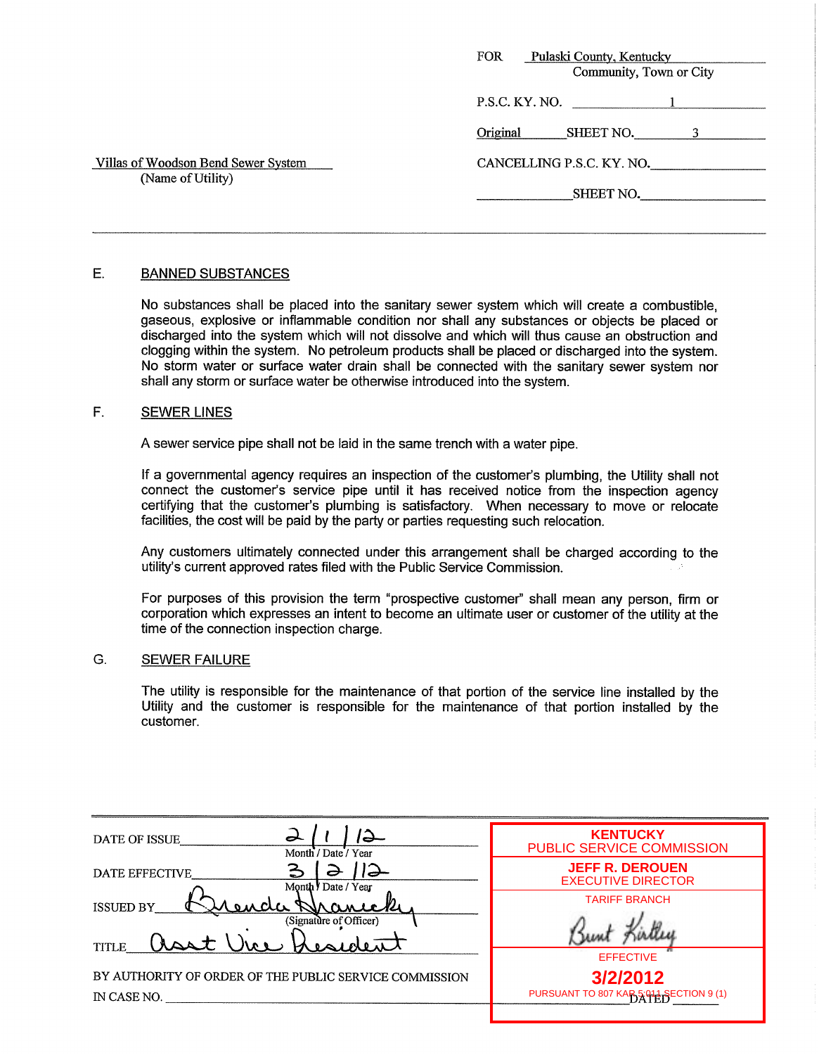FOR Pulaski County, Kentucky
Community, Town or City

P.S.C. KY. NO. 1

Original SHEET NO. 3

Villas of Woodson Bend Sewer System
(Name of Utility)

CANCELLING P.S.C. KY. NO.

SHEET NO.

---

E. **BANNED SUBSTANCES**

No substances shall be placed into the sanitary sewer system which will create a combustible, gaseous, explosive or inflammable condition nor shall any substances or objects be placed or discharged into the system which will not dissolve and which will thus cause an obstruction and clogging within the system. No petroleum products shall be placed or discharged into the system. No storm water or surface water drain shall be connected with the sanitary sewer system nor shall any storm or surface water be otherwise introduced into the system.

F. **SEWER LINES**

A sewer service pipe shall not be laid in the same trench with a water pipe.

If a governmental agency requires an inspection of the customer's plumbing, the Utility shall not connect the customer's service pipe until it has received notice from the inspection agency certifying that the customer's plumbing is satisfactory. When necessary to move or relocate facilities, the cost will be paid by the party or parties requesting such relocation.

Any customers ultimately connected under this arrangement shall be charged according to the utility's current approved rates filed with the Public Service Commission.

For purposes of this provision the term "prospective customer" shall mean any person, firm or corporation which expresses an intent to become an ultimate user or customer of the utility at the time of the connection inspection charge.

G. **SEWER FAILURE**

The utility is responsible for the maintenance of that portion of the service line installed by the Utility and the customer is responsible for the maintenance of that portion installed by the customer.

---

DATE OF ISSUE 2/1/12
Month / Date / Year

DATE EFFECTIVE 3/2/12
Month / Date / Year

ISSUED BY Brenda Kranicki
(Signature of Officer)

TITLE Asst Vice President

BY AUTHORITY OF ORDER OF THE PUBLIC SERVICE COMMISSION
IN CASE NO. DATED

KENTUCKY
PUBLIC SERVICE COMMISSION
JEFF R. DEROUEN
EXECUTIVE DIRECTOR
TARIFF BRANCH
Bunt Kirtley
EFFECTIVE
3/2/2012
PURSUANT TO 807 KAR 5:011 SECTION 9 (1)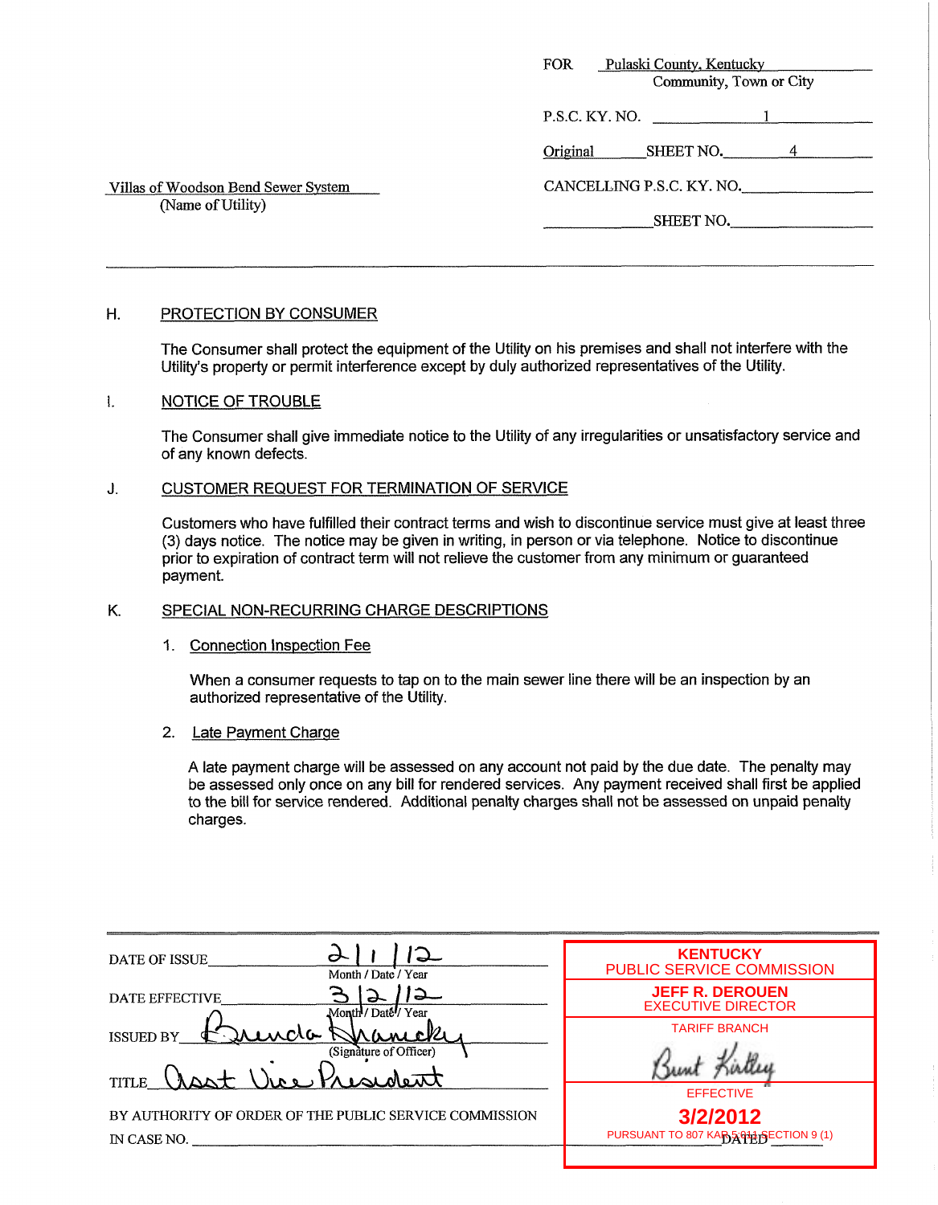FOR Pulaski County, Kentucky
Community, Town or City

P.S.C. KY. NO. 1

Original SHEET NO. 4

CANCELLING P.S.C. KY. NO. ____________

____________ SHEET NO. ____________

Villas of Woodson Bend Sewer System
(Name of Utility)

---

## H. PROTECTION BY CONSUMER

The Consumer shall protect the equipment of the Utility on his premises and shall not interfere with the Utility's property or permit interference except by duly authorized representatives of the Utility.

## I. NOTICE OF TROUBLE

The Consumer shall give immediate notice to the Utility of any irregularities or unsatisfactory service and of any known defects.

## J. CUSTOMER REQUEST FOR TERMINATION OF SERVICE

Customers who have fulfilled their contract terms and wish to discontinue service must give at least three (3) days notice. The notice may be given in writing, in person or via telephone. Notice to discontinue prior to expiration of contract term will not relieve the customer from any minimum or guaranteed payment.

## K. SPECIAL NON-RECURRING CHARGE DESCRIPTIONS

1. Connection Inspection Fee

   When a consumer requests to tap on to the main sewer line there will be an inspection by an authorized representative of the Utility.

2. Late Payment Charge

   A late payment charge will be assessed on any account not paid by the due date. The penalty may be assessed only once on any bill for rendered services. Any payment received shall first be applied to the bill for service rendered. Additional penalty charges shall not be assessed on unpaid penalty charges.

---

DATE OF ISSUE 2/1/12
Month / Date / Year

DATE EFFECTIVE 3/2/12
Month / Date / Year

ISSUED BY Brenda Khanecky
(Signature of Officer)

TITLE Asst Vice President

BY AUTHORITY OF ORDER OF THE PUBLIC SERVICE COMMISSION

IN CASE NO. ____________ DATED ____________

KENTUCKY
PUBLIC SERVICE COMMISSION
JEFF R. DEROUEN
EXECUTIVE DIRECTOR
TARIFF BRANCH
Bunt Kirtley
EFFECTIVE
3/2/2012
PURSUANT TO 807 KAR 5:011 SECTION 9 (1)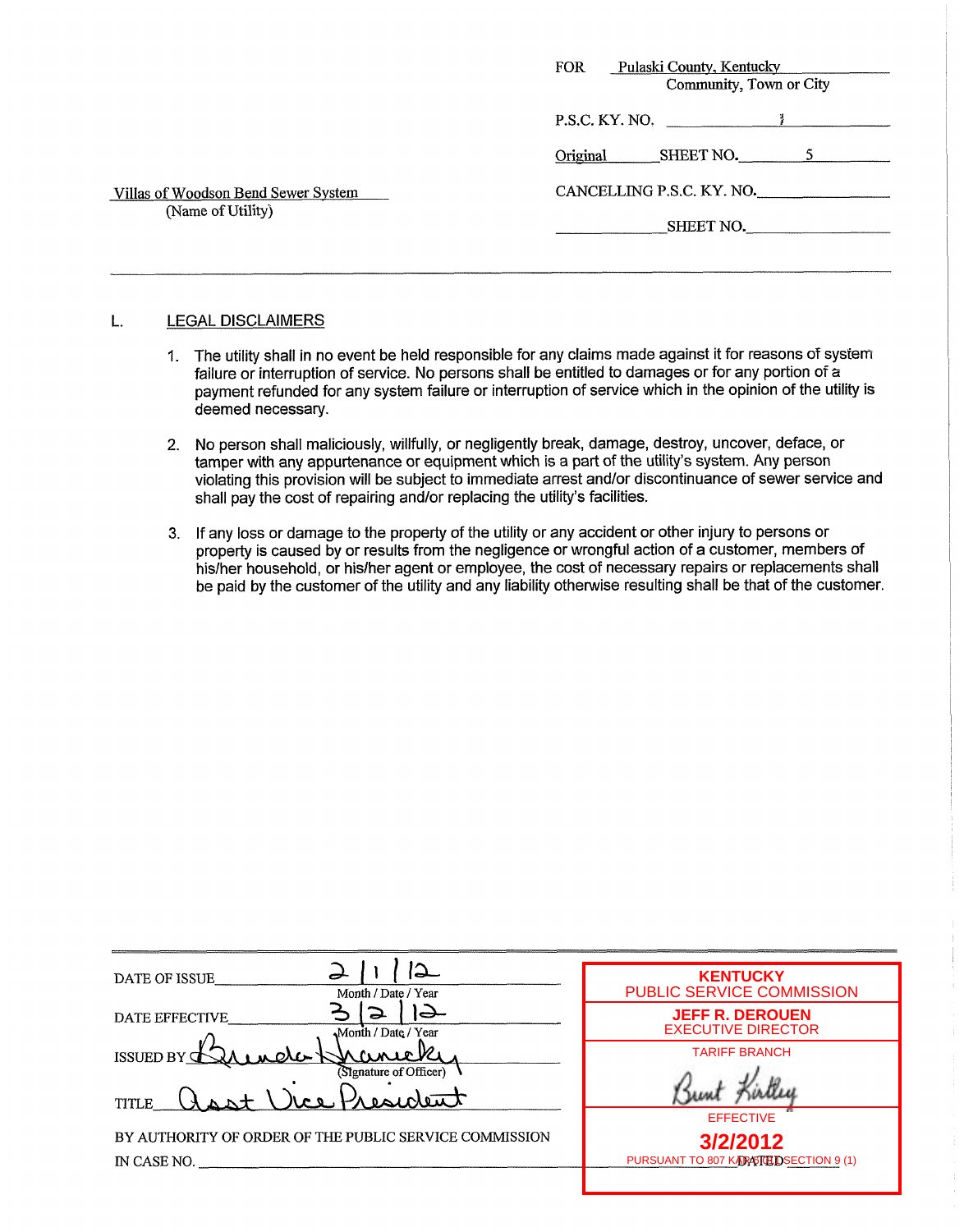FOR Pulaski County, Kentucky
Community, Town or City

P.S.C. KY. NO. 1

Original SHEET NO. 5

CANCELLING P.S.C. KY. NO. ______

______ SHEET NO. ______

Villas of Woodson Bend Sewer System
(Name of Utility)

---

L. LEGAL DISCLAIMERS

1. The utility shall in no event be held responsible for any claims made against it for reasons of system failure or interruption of service. No persons shall be entitled to damages or for any portion of a payment refunded for any system failure or interruption of service which in the opinion of the utility is deemed necessary.

2. No person shall maliciously, willfully, or negligently break, damage, destroy, uncover, deface, or tamper with any appurtenance or equipment which is a part of the utility's system. Any person violating this provision will be subject to immediate arrest and/or discontinuance of sewer service and shall pay the cost of repairing and/or replacing the utility's facilities.

3. If any loss or damage to the property of the utility or any accident or other injury to persons or property is caused by or results from the negligence or wrongful action of a customer, members of his/her household, or his/her agent or employee, the cost of necessary repairs or replacements shall be paid by the customer of the utility and any liability otherwise resulting shall be that of the customer.

---

DATE OF ISSUE 2/1/12
Month / Date / Year

DATE EFFECTIVE 3/2/12
Month / Date / Year

ISSUED BY Brenda Kranicky
(Signature of Officer)

TITLE Asst Vice President

BY AUTHORITY OF ORDER OF THE PUBLIC SERVICE COMMISSION
IN CASE NO. ______

KENTUCKY
PUBLIC SERVICE COMMISSION

JEFF R. DEROUEN
EXECUTIVE DIRECTOR

TARIFF BRANCH

Bunt Kirtley

EFFECTIVE

3/2/2012

PURSUANT TO 807 KAR 5:011 SECTION 9 (1)